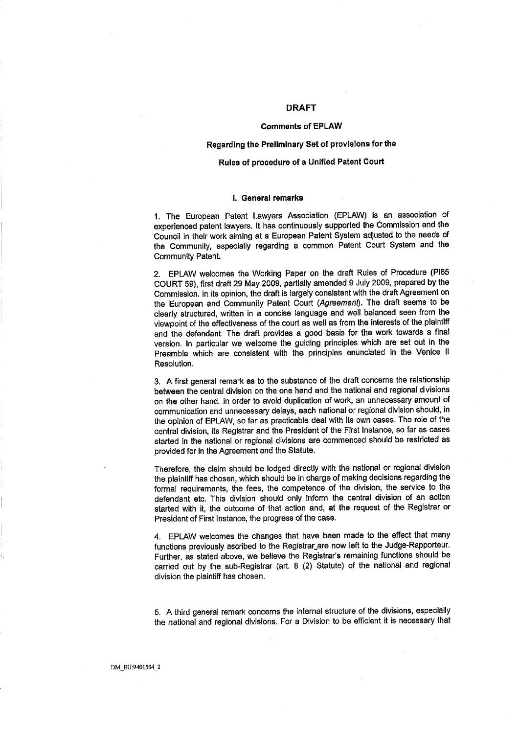**DRAFT**

**Comments of EPLAW**

**Regarding the Preliminary Set of provisions for the**

**Rules of procedure of a Unified Patent Court**

## I. General remarks

1. The European Patent Lawyers Association (EPLAW) is an association of experienced patent lawyers. It has continuously supported the Commission and the Council in their work aiming at a European Patent System adjusted to the needs of the Community, especially regarding a common Patent Court System and the Community Patent.

2. EPLAW welcomes the Working Paper on the draft Rules of Procedure (PI65 COURT 59), first draft 29 May 2009, partially amended 9 July 2009, prepared by the Commission. In its opinion, the draft is largely consistent with the draft Agreement on the European and Community Patent Court (*Agreement*). The draft seems to be clearly structured, written in a concise language and well balanced seen from the viewpoint of the effectiveness of the court as well as from the interests of the plaintiff and the defendant. The draft provides a good basis for the work towards a final version. In particular we welcome the guiding principles which are set out in the Preamble which are consistent with the principles enunciated in the Venice II Resolution.

3. A first general remark as to the substance of the draft concerns the relationship between the central division on the one hand and the national and regional divisions on the other hand. In order to avoid duplication of work, an unnecessary amount of communication and unnecessary delays, each national or regional division should, in the opinion of EPLAW, so far as practicable deal with its own cases. The role of the central division, its Registrar and the President of the First Instance, so far as cases started in the national or regional divisions are commenced should be restricted as provided for in the Agreement and the Statute.

Therefore, the claim should be lodged directly with the national or regional division the plaintiff has chosen, which should be in charge of making decisions regarding the formal requirements, the fees, the competence of the division, the service to the defendant etc. This division should only inform the central division of an action started with it, the outcome of that action and, at the request of the Registrar or President of First Instance, the progress of the case.

4. EPLAW welcomes the changes that have been made to the effect that many functions previously ascribed to the Registrar_are now left to the Judge-Rapporteur. Further, as stated above, we believe the Registrar's remaining functions should be carried out by the sub-Registrar (art. 8 (2) Statute) of the national and regional division the plaintiff has chosen.

5. A third general remark concerns the internal structure of the divisions, especially the national and regional divisions. For a Division to be efficient it is necessary that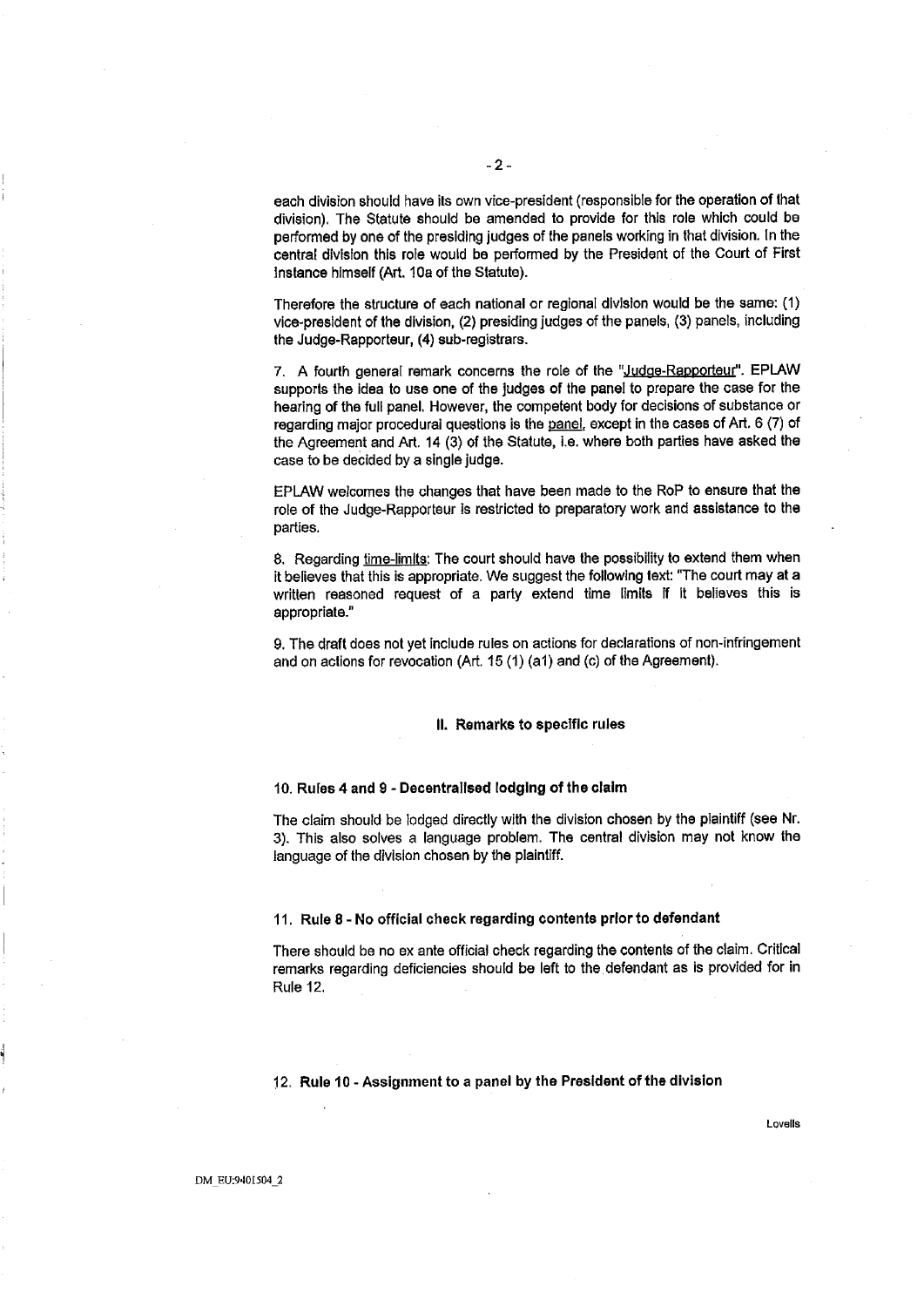each division should have its own vice-president (responsible for the operation of that division). The Statute should be amended to provide for this role which could be performed by one of the presiding judges of the panels working in that division. In the central division this role would be performed by the President of the Court of First Instance himself (Art. 10a of the Statute).

Therefore the structure of each national or regional division would be the same: (1) vice-president of the division, (2) presiding judges of the panels, (3) panels, including the Judge-Rapporteur, (4) sub-registrars.

7. A fourth general remark concerns the role of the "Judge-Rapporteur". EPLAW supports the idea to use one of the judges of the panel to prepare the case for the hearing of the full panel. However, the competent body for decisions of substance or regarding major procedural questions is the panel, except in the cases of Art. 6 (7) of the Agreement and Art. 14 (3) of the Statute, i.e. where both parties have asked the case to be decided by a single judge.

EPLAW welcomes the changes that have been made to the RoP to ensure that the role of the Judge-Rapporteur is restricted to preparatory work and assistance to the parties.

8. Regarding time-limits: The court should have the possibility to extend them when it believes that this is appropriate. We suggest the following text: "The court may at a written reasoned request of a party extend time limits if it believes this is appropriate."

9. The draft does not yet include rules on actions for declarations of non-infringement and on actions for revocation (Art. 15 (1) (a1) and (c) of the Agreement).

## II. Remarks to specific rules

### 10. Rules 4 and 9 - Decentralised lodging of the claim

The claim should be lodged directly with the division chosen by the plaintiff (see Nr. 3). This also solves a language problem. The central division may not know the language of the division chosen by the plaintiff.

### 11. Rule 8 - No official check regarding contents prior to defendant

There should be no ex ante official check regarding the contents of the claim. Critical remarks regarding deficiencies should be left to the defendant as is provided for in Rule 12.

### 12. Rule 10 - Assignment to a panel by the President of the division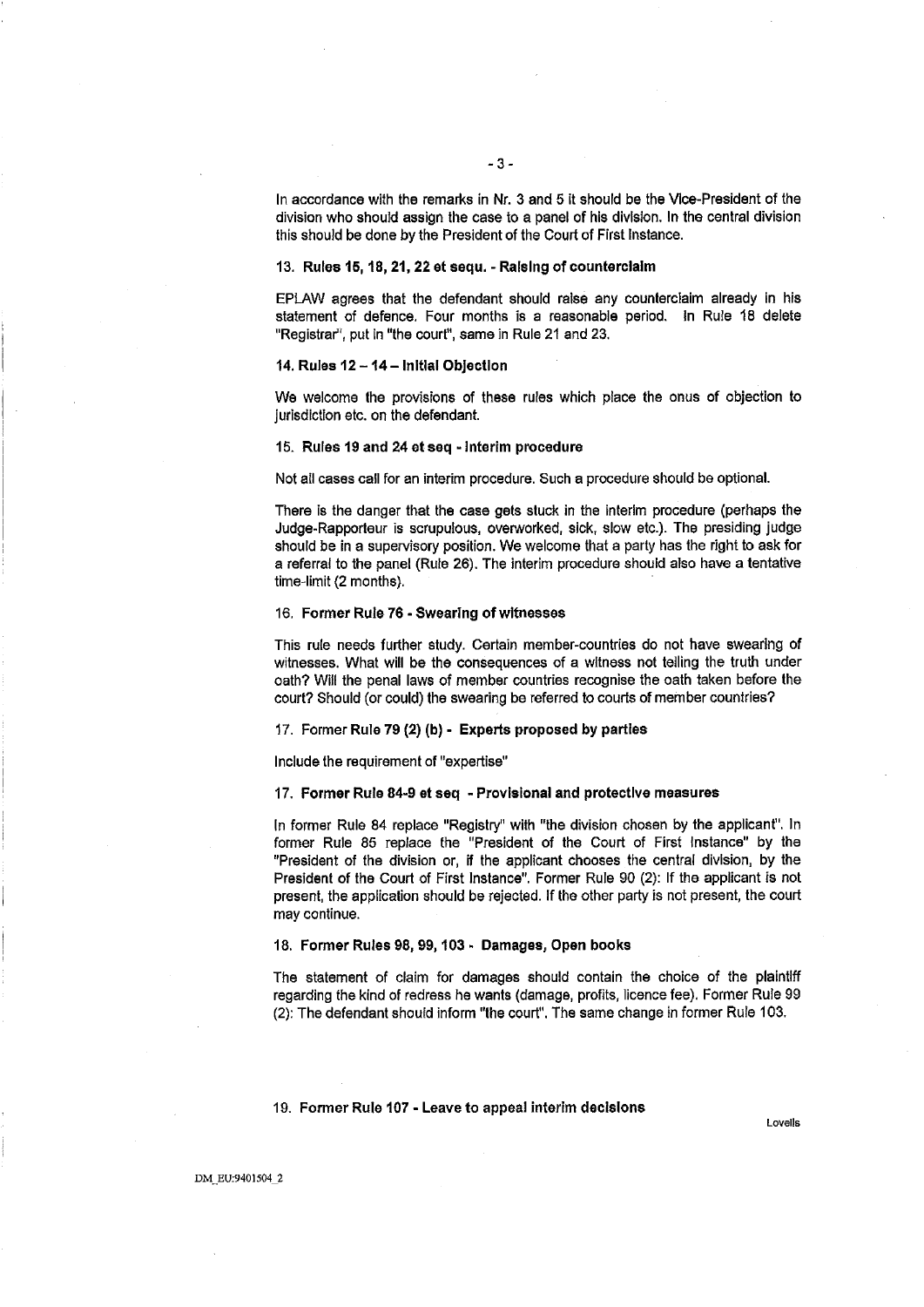In accordance with the remarks in Nr. 3 and 5 it should be the Vice-President of the division who should assign the case to a panel of his division. In the central division this should be done by the President of the Court of First Instance.

**13. Rules 15, 18, 21, 22 et sequ. - Raising of counterclaim**

EPLAW agrees that the defendant should raise any counterclaim already in his statement of defence. Four months is a reasonable period. In Rule 18 delete "Registrar", put in "the court", same in Rule 21 and 23.

**14. Rules 12 – 14 – Initial Objection**

We welcome the provisions of these rules which place the onus of objection to jurisdiction etc. on the defendant.

**15. Rules 19 and 24 et seq - Interim procedure**

Not all cases call for an interim procedure. Such a procedure should be optional.

There is the danger that the case gets stuck in the interim procedure (perhaps the Judge-Rapporteur is scrupulous, overworked, sick, slow etc.). The presiding judge should be in a supervisory position. We welcome that a party has the right to ask for a referral to the panel (Rule 26). The interim procedure should also have a tentative time-limit (2 months).

**16. Former Rule 76 - Swearing of witnesses**

This rule needs further study. Certain member-countries do not have swearing of witnesses. What will be the consequences of a witness not telling the truth under oath? Will the penal laws of member countries recognise the oath taken before the court? Should (or could) the swearing be referred to courts of member countries?

17. Former **Rule 79 (2) (b) - Experts proposed by parties**

Include the requirement of "expertise"

**17. Former Rule 84-9 et seq - Provisional and protective measures**

In former Rule 84 replace "Registry" with "the division chosen by the applicant". In former Rule 85 replace the "President of the Court of First Instance" by the "President of the division or, if the applicant chooses the central division, by the President of the Court of First Instance". Former Rule 90 (2): If the applicant is not present, the application should be rejected. If the other party is not present, the court may continue.

**18. Former Rules 98, 99, 103 - Damages, Open books**

The statement of claim for damages should contain the choice of the plaintiff regarding the kind of redress he wants (damage, profits, licence fee). Former Rule 99 (2): The defendant should inform "the court". The same change in former Rule 103.

**19. Former Rule 107 - Leave to appeal interim decisions**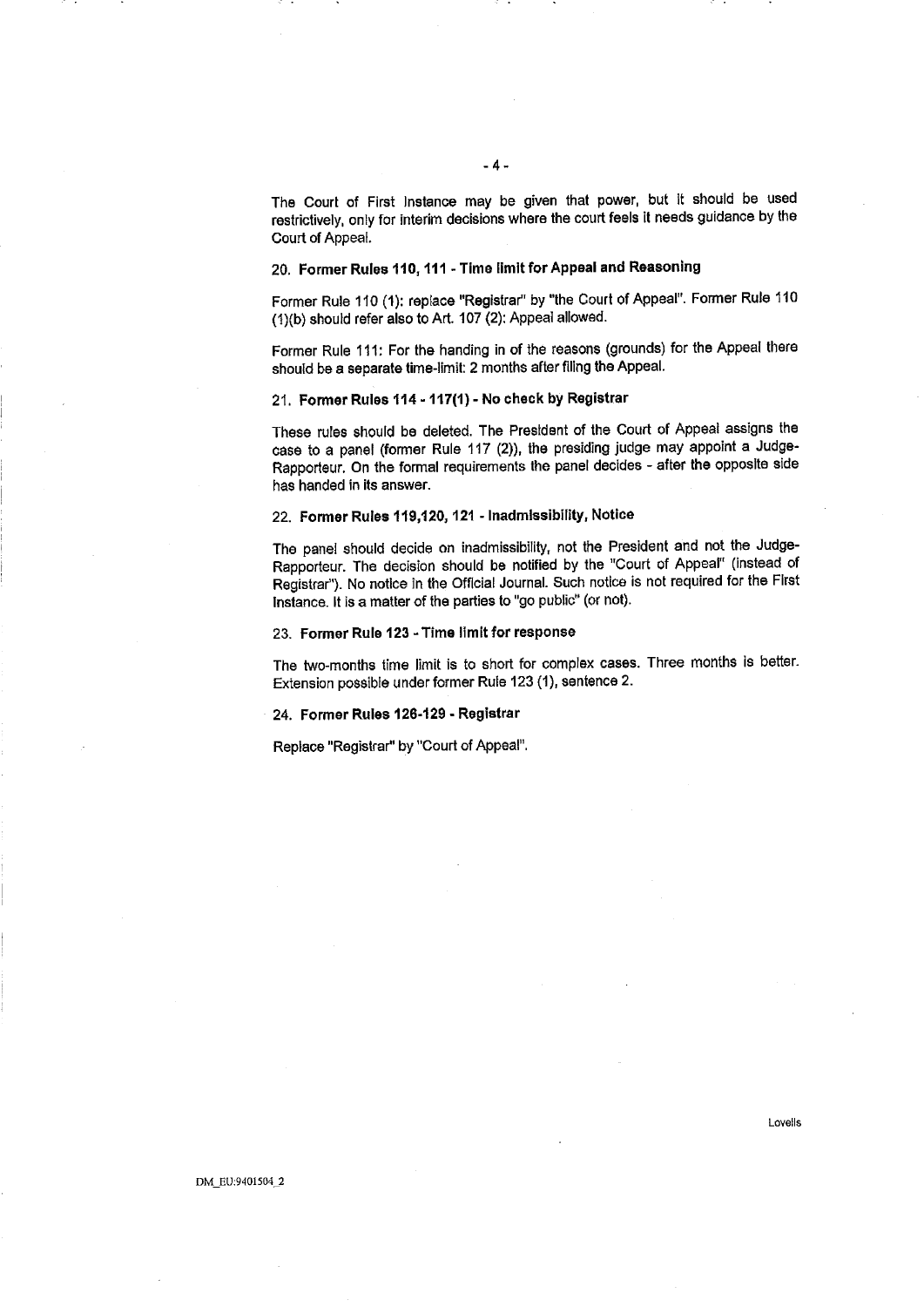The Court of First Instance may be given that power, but it should be used restrictively, only for interim decisions where the court feels it needs guidance by the Court of Appeal.

## 20. Former Rules 110, 111 - Time limit for Appeal and Reasoning

Former Rule 110 (1): replace "Registrar" by "the Court of Appeal". Former Rule 110 (1)(b) should refer also to Art. 107 (2): Appeal allowed.

Former Rule 111: For the handing in of the reasons (grounds) for the Appeal there should be a separate time-limit: 2 months after filing the Appeal.

## 21. Former Rules 114 - 117(1) - No check by Registrar

These rules should be deleted. The President of the Court of Appeal assigns the case to a panel (former Rule 117 (2)), the presiding judge may appoint a Judge-Rapporteur. On the formal requirements the panel decides - after the opposite side has handed in its answer.

## 22. Former Rules 119,120, 121 - Inadmissibility, Notice

The panel should decide on inadmissibility, not the President and not the Judge-Rapporteur. The decision should be notified by the "Court of Appeal" (instead of Registrar"). No notice in the Official Journal. Such notice is not required for the First Instance. It is a matter of the parties to "go public" (or not).

## 23. Former Rule 123 - Time limit for response

The two-months time limit is to short for complex cases. Three months is better. Extension possible under former Rule 123 (1), sentence 2.

## 24. Former Rules 126-129 - Registrar

Replace "Registrar" by "Court of Appeal".

Lovells

DM_EU:9401504_2